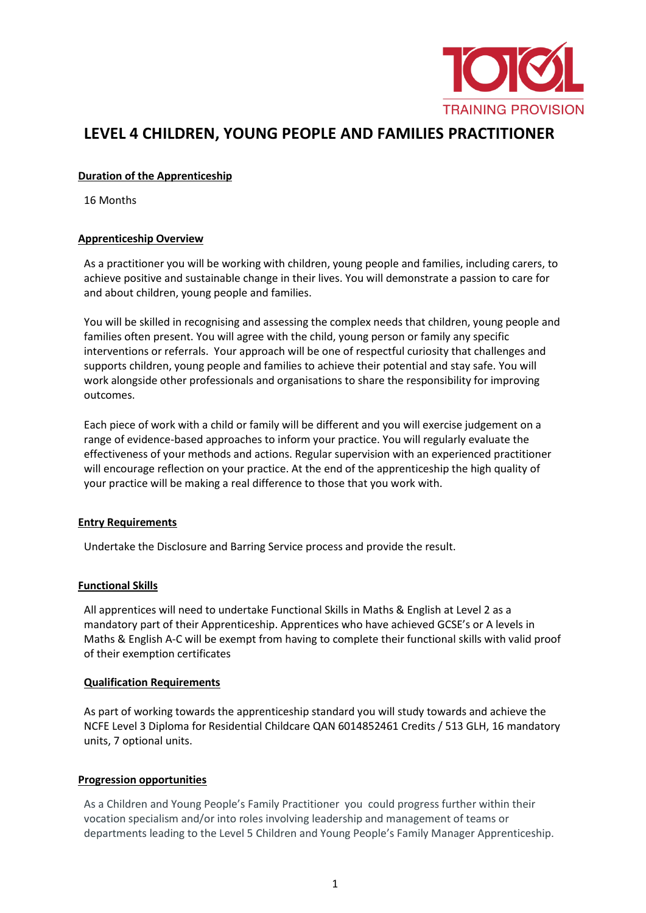TOTAL TRAINING PROVISION

# LEVEL 4 CHILDREN, YOUNG PEOPLE AND FAMILIES PRACTITIONER

## Duration of the Apprenticeship

16 Months

## Apprenticeship Overview

As a practitioner you will be working with children, young people and families, including carers, to achieve positive and sustainable change in their lives. You will demonstrate a passion to care for and about children, young people and families.

You will be skilled in recognising and assessing the complex needs that children, young people and families often present. You will agree with the child, young person or family any specific interventions or referrals. Your approach will be one of respectful curiosity that challenges and supports children, young people and families to achieve their potential and stay safe. You will work alongside other professionals and organisations to share the responsibility for improving outcomes.

Each piece of work with a child or family will be different and you will exercise judgement on a range of evidence-based approaches to inform your practice. You will regularly evaluate the effectiveness of your methods and actions. Regular supervision with an experienced practitioner will encourage reflection on your practice. At the end of the apprenticeship the high quality of your practice will be making a real difference to those that you work with.

## Entry Requirements

Undertake the Disclosure and Barring Service process and provide the result.

## Functional Skills

All apprentices will need to undertake Functional Skills in Maths & English at Level 2 as a mandatory part of their Apprenticeship. Apprentices who have achieved GCSE's or A levels in Maths & English A-C will be exempt from having to complete their functional skills with valid proof of their exemption certificates

## Qualification Requirements

As part of working towards the apprenticeship standard you will study towards and achieve the NCFE Level 3 Diploma for Residential Childcare QAN 6014852461 Credits / 513 GLH, 16 mandatory units, 7 optional units.

## Progression opportunities

As a Children and Young People's Family Practitioner you could progress further within their vocation specialism and/or into roles involving leadership and management of teams or departments leading to the Level 5 Children and Young People's Family Manager Apprenticeship.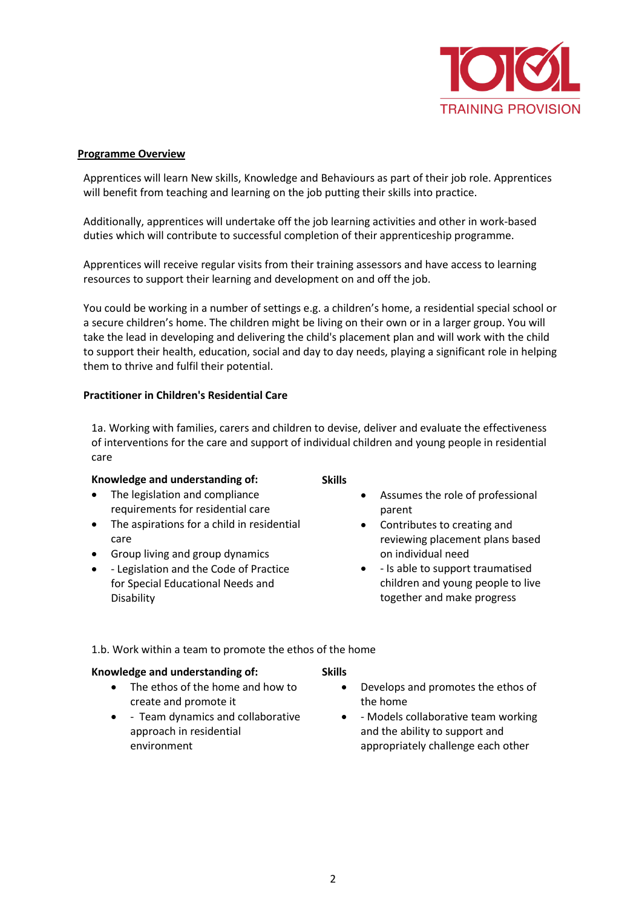## Programme Overview

Apprentices will learn New skills, Knowledge and Behaviours as part of their job role. Apprentices will benefit from teaching and learning on the job putting their skills into practice.

Additionally, apprentices will undertake off the job learning activities and other in work-based duties which will contribute to successful completion of their apprenticeship programme.

Apprentices will receive regular visits from their training assessors and have access to learning resources to support their learning and development on and off the job.

You could be working in a number of settings e.g. a children's home, a residential special school or a secure children's home. The children might be living on their own or in a larger group. You will take the lead in developing and delivering the child's placement plan and will work with the child to support their health, education, social and day to day needs, playing a significant role in helping them to thrive and fulfil their potential.

### Practitioner in Children's Residential Care

1a. Working with families, carers and children to devise, deliver and evaluate the effectiveness of interventions for the care and support of individual children and young people in residential care

**Knowledge and understanding of:**

- The legislation and compliance requirements for residential care
- The aspirations for a child in residential care
- Group living and group dynamics
- - Legislation and the Code of Practice for Special Educational Needs and Disability

**Skills**

- Assumes the role of professional parent
- Contributes to creating and reviewing placement plans based on individual need
- - Is able to support traumatised children and young people to live together and make progress

1.b. Work within a team to promote the ethos of the home

**Knowledge and understanding of:**

- The ethos of the home and how to create and promote it
- - Team dynamics and collaborative approach in residential environment

**Skills**

- Develops and promotes the ethos of the home
- - Models collaborative team working and the ability to support and appropriately challenge each other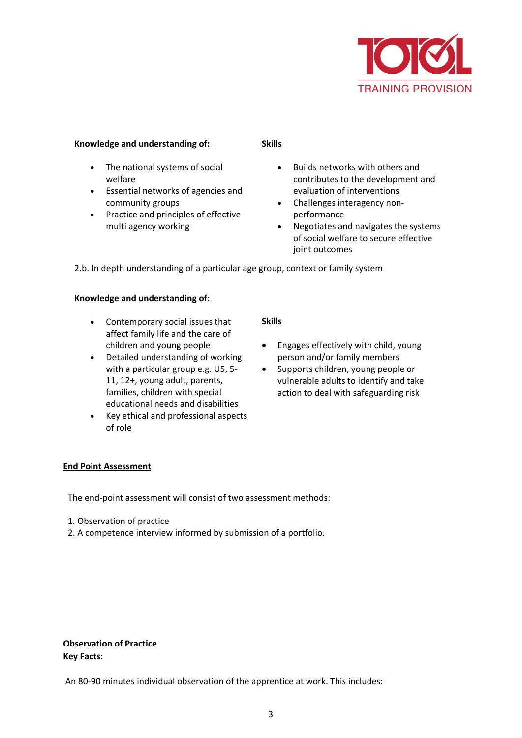**Knowledge and understanding of:**

- The national systems of social welfare
- Essential networks of agencies and community groups
- Practice and principles of effective multi agency working

**Skills**

- Builds networks with others and contributes to the development and evaluation of interventions
- Challenges interagency non-performance
- Negotiates and navigates the systems of social welfare to secure effective joint outcomes

2.b. In depth understanding of a particular age group, context or family system

**Knowledge and understanding of:**

- Contemporary social issues that affect family life and the care of children and young people
- Detailed understanding of working with a particular group e.g. U5, 5-11, 12+, young adult, parents, families, children with special educational needs and disabilities
- Key ethical and professional aspects of role

**Skills**

- Engages effectively with child, young person and/or family members
- Supports children, young people or vulnerable adults to identify and take action to deal with safeguarding risk

## End Point Assessment

The end-point assessment will consist of two assessment methods:

1. Observation of practice
2. A competence interview informed by submission of a portfolio.

**Observation of Practice**
**Key Facts:**

An 80-90 minutes individual observation of the apprentice at work. This includes: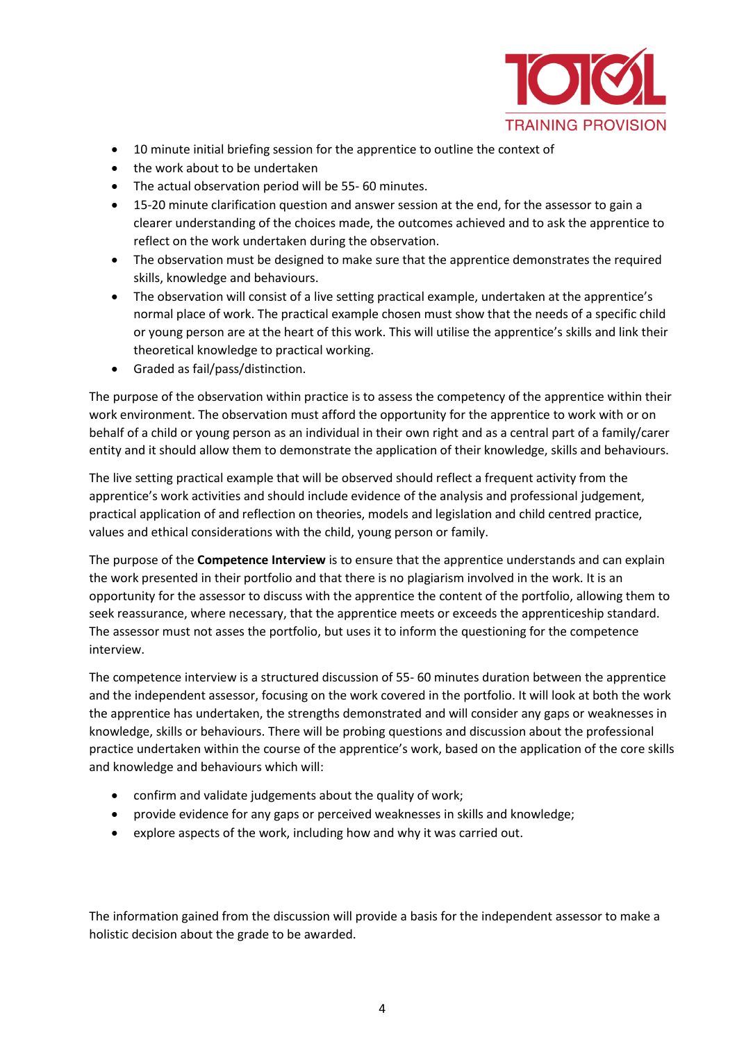- 10 minute initial briefing session for the apprentice to outline the context of
- the work about to be undertaken
- The actual observation period will be 55- 60 minutes.
- 15-20 minute clarification question and answer session at the end, for the assessor to gain a clearer understanding of the choices made, the outcomes achieved and to ask the apprentice to reflect on the work undertaken during the observation.
- The observation must be designed to make sure that the apprentice demonstrates the required skills, knowledge and behaviours.
- The observation will consist of a live setting practical example, undertaken at the apprentice's normal place of work. The practical example chosen must show that the needs of a specific child or young person are at the heart of this work. This will utilise the apprentice's skills and link their theoretical knowledge to practical working.
- Graded as fail/pass/distinction.

The purpose of the observation within practice is to assess the competency of the apprentice within their work environment. The observation must afford the opportunity for the apprentice to work with or on behalf of a child or young person as an individual in their own right and as a central part of a family/carer entity and it should allow them to demonstrate the application of their knowledge, skills and behaviours.

The live setting practical example that will be observed should reflect a frequent activity from the apprentice's work activities and should include evidence of the analysis and professional judgement, practical application of and reflection on theories, models and legislation and child centred practice, values and ethical considerations with the child, young person or family.

The purpose of the **Competence Interview** is to ensure that the apprentice understands and can explain the work presented in their portfolio and that there is no plagiarism involved in the work. It is an opportunity for the assessor to discuss with the apprentice the content of the portfolio, allowing them to seek reassurance, where necessary, that the apprentice meets or exceeds the apprenticeship standard. The assessor must not asses the portfolio, but uses it to inform the questioning for the competence interview.

The competence interview is a structured discussion of 55- 60 minutes duration between the apprentice and the independent assessor, focusing on the work covered in the portfolio. It will look at both the work the apprentice has undertaken, the strengths demonstrated and will consider any gaps or weaknesses in knowledge, skills or behaviours. There will be probing questions and discussion about the professional practice undertaken within the course of the apprentice's work, based on the application of the core skills and knowledge and behaviours which will:

- confirm and validate judgements about the quality of work;
- provide evidence for any gaps or perceived weaknesses in skills and knowledge;
- explore aspects of the work, including how and why it was carried out.

The information gained from the discussion will provide a basis for the independent assessor to make a holistic decision about the grade to be awarded.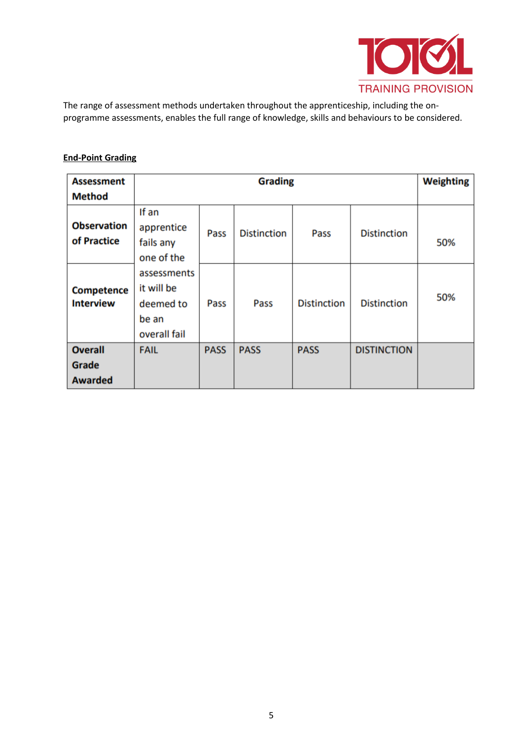The range of assessment methods undertaken throughout the apprenticeship, including the on-programme assessments, enables the full range of knowledge, skills and behaviours to be considered.

**End-Point Grading**

| Assessment Method | Grading | | | | | Weighting |
|---|---|---|---|---|---|---|
| **Observation of Practice** | If an apprentice fails any one of the assessments it will be deemed to be an overall fail | Pass | Distinction | Pass | Distinction | 50% |
| **Competence Interview** | | Pass | Pass | Distinction | Distinction | 50% |
| **Overall Grade Awarded** | FAIL | PASS | PASS | PASS | DISTINCTION | |